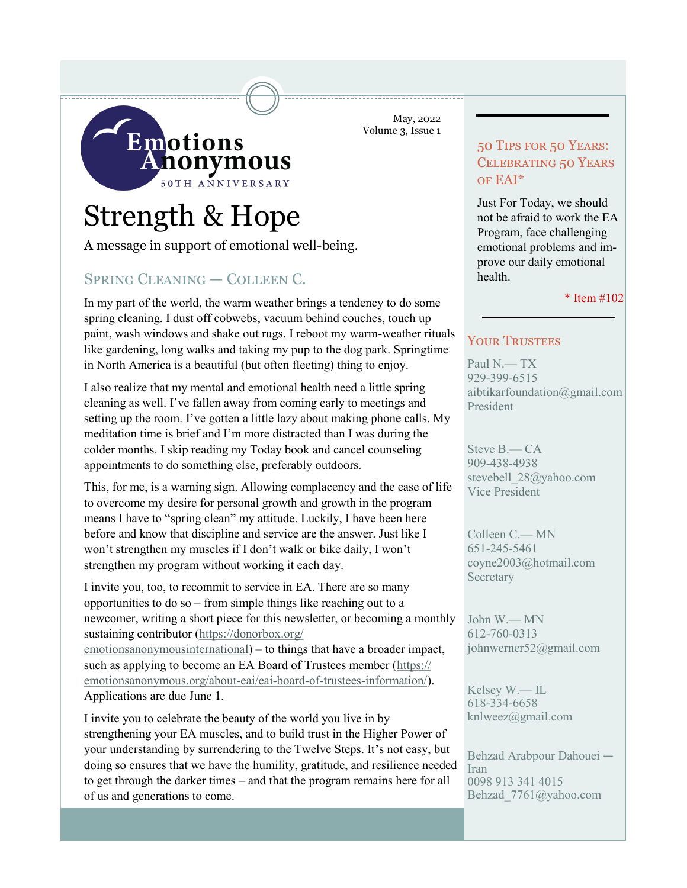Emotions Anonymous

50TH ANNIVERSARY

May, 2022
Volume 3, Issue 1

# Strength & Hope

A message in support of emotional well-being.

## Spring Cleaning — Colleen C.

In my part of the world, the warm weather brings a tendency to do some spring cleaning. I dust off cobwebs, vacuum behind couches, touch up paint, wash windows and shake out rugs. I reboot my warm-weather rituals like gardening, long walks and taking my pup to the dog park. Springtime in North America is a beautiful (but often fleeting) thing to enjoy.

I also realize that my mental and emotional health need a little spring cleaning as well. I've fallen away from coming early to meetings and setting up the room. I've gotten a little lazy about making phone calls. My meditation time is brief and I'm more distracted than I was during the colder months. I skip reading my Today book and cancel counseling appointments to do something else, preferably outdoors.

This, for me, is a warning sign. Allowing complacency and the ease of life to overcome my desire for personal growth and growth in the program means I have to "spring clean" my attitude. Luckily, I have been here before and know that discipline and service are the answer. Just like I won't strengthen my muscles if I don't walk or bike daily, I won't strengthen my program without working it each day.

I invite you, too, to recommit to service in EA. There are so many opportunities to do so – from simple things like reaching out to a newcomer, writing a short piece for this newsletter, or becoming a monthly sustaining contributor (https://donorbox.org/emotionsanonymousinternational) – to things that have a broader impact, such as applying to become an EA Board of Trustees member (https://emotionsanonymous.org/about-eai/eai-board-of-trustees-information/). Applications are due June 1.

I invite you to celebrate the beauty of the world you live in by strengthening your EA muscles, and to build trust in the Higher Power of your understanding by surrendering to the Twelve Steps. It's not easy, but doing so ensures that we have the humility, gratitude, and resilience needed to get through the darker times – and that the program remains here for all of us and generations to come.

## 50 Tips for 50 Years: Celebrating 50 Years of EAI*

Just For Today, we should not be afraid to work the EA Program, face challenging emotional problems and improve our daily emotional health.

\* Item #102

## Your Trustees

Paul N.— TX
929-399-6515
aibtikarfoundation@gmail.com
President

Steve B.— CA
909-438-4938
stevebell_28@yahoo.com
Vice President

Colleen C.— MN
651-245-5461
coyne2003@hotmail.com
Secretary

John W.— MN
612-760-0313
johnwerner52@gmail.com

Kelsey W.— IL
618-334-6658
knlweez@gmail.com

Behzad Arabpour Dahouei — Iran
0098 913 341 4015
Behzad_7761@yahoo.com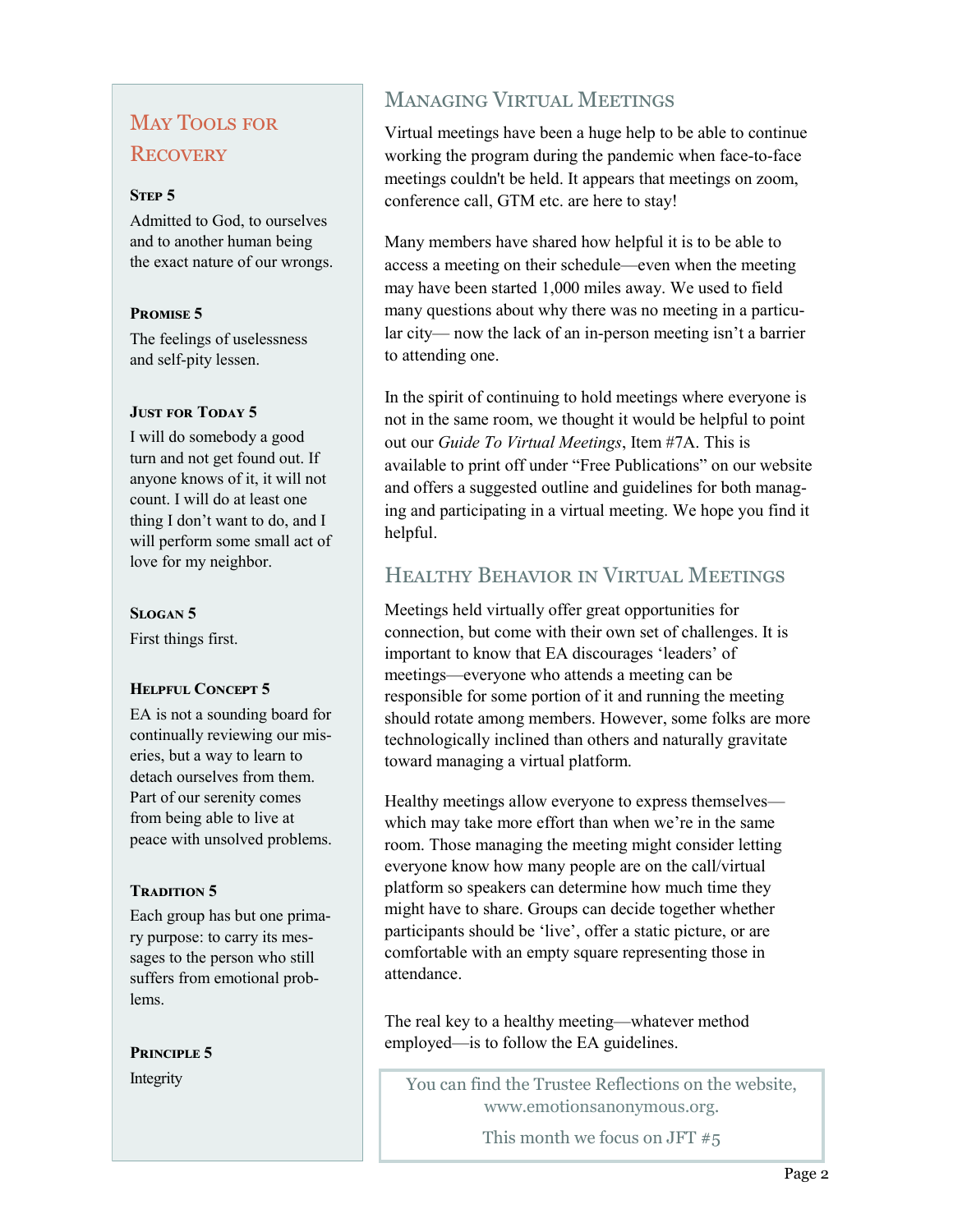## May Tools for Recovery

### Step 5

Admitted to God, to ourselves and to another human being the exact nature of our wrongs.

### Promise 5

The feelings of uselessness and self-pity lessen.

### Just for Today 5

I will do somebody a good turn and not get found out. If anyone knows of it, it will not count. I will do at least one thing I don't want to do, and I will perform some small act of love for my neighbor.

### Slogan 5

First things first.

### Helpful Concept 5

EA is not a sounding board for continually reviewing our miseries, but a way to learn to detach ourselves from them. Part of our serenity comes from being able to live at peace with unsolved problems.

### Tradition 5

Each group has but one primary purpose: to carry its messages to the person who still suffers from emotional problems.

### Principle 5

Integrity

## Managing Virtual Meetings

Virtual meetings have been a huge help to be able to continue working the program during the pandemic when face-to-face meetings couldn't be held. It appears that meetings on zoom, conference call, GTM etc. are here to stay!

Many members have shared how helpful it is to be able to access a meeting on their schedule—even when the meeting may have been started 1,000 miles away. We used to field many questions about why there was no meeting in a particular city— now the lack of an in-person meeting isn't a barrier to attending one.

In the spirit of continuing to hold meetings where everyone is not in the same room, we thought it would be helpful to point out our *Guide To Virtual Meetings*, Item #7A. This is available to print off under "Free Publications" on our website and offers a suggested outline and guidelines for both managing and participating in a virtual meeting. We hope you find it helpful.

## Healthy Behavior in Virtual Meetings

Meetings held virtually offer great opportunities for connection, but come with their own set of challenges. It is important to know that EA discourages 'leaders' of meetings—everyone who attends a meeting can be responsible for some portion of it and running the meeting should rotate among members. However, some folks are more technologically inclined than others and naturally gravitate toward managing a virtual platform.

Healthy meetings allow everyone to express themselves—which may take more effort than when we're in the same room. Those managing the meeting might consider letting everyone know how many people are on the call/virtual platform so speakers can determine how much time they might have to share. Groups can decide together whether participants should be 'live', offer a static picture, or are comfortable with an empty square representing those in attendance.

The real key to a healthy meeting—whatever method employed—is to follow the EA guidelines.

You can find the Trustee Reflections on the website, www.emotionsanonymous.org.

This month we focus on JFT #5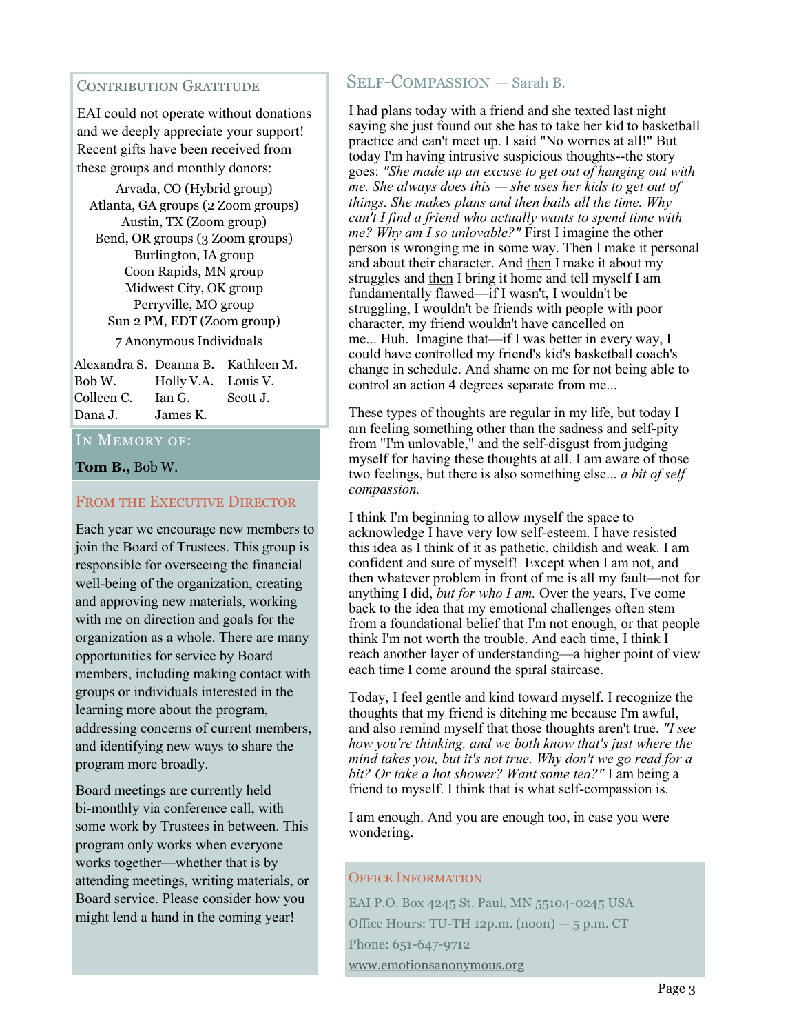## Contribution Gratitude

EAI could not operate without donations and we deeply appreciate your support! Recent gifts have been received from these groups and monthly donors:

Arvada, CO (Hybrid group)
Atlanta, GA groups (2 Zoom groups)
Austin, TX (Zoom group)
Bend, OR groups (3 Zoom groups)
Burlington, IA group
Coon Rapids, MN group
Midwest City, OK group
Perryville, MO group
Sun 2 PM, EDT (Zoom group)
7 Anonymous Individuals

| | | |
|---|---|---|
| Alexandra S. | Deanna B. | Kathleen M. |
| Bob W. | Holly V.A. | Louis V. |
| Colleen C. | Ian G. | Scott J. |
| Dana J. | James K. | |

## In Memory of:

**Tom B.,** Bob W.

## From the Executive Director

Each year we encourage new members to join the Board of Trustees. This group is responsible for overseeing the financial well-being of the organization, creating and approving new materials, working with me on direction and goals for the organization as a whole. There are many opportunities for service by Board members, including making contact with groups or individuals interested in the learning more about the program, addressing concerns of current members, and identifying new ways to share the program more broadly.

Board meetings are currently held bi-monthly via conference call, with some work by Trustees in between. This program only works when everyone works together—whether that is by attending meetings, writing materials, or Board service. Please consider how you might lend a hand in the coming year!

## Self-Compassion — Sarah B.

I had plans today with a friend and she texted last night saying she just found out she has to take her kid to basketball practice and can't meet up. I said "No worries at all!" But today I'm having intrusive suspicious thoughts--the story goes: *"She made up an excuse to get out of hanging out with me. She always does this — she uses her kids to get out of things. She makes plans and then bails all the time. Why can't I find a friend who actually wants to spend time with me? Why am I so unlovable?"* First I imagine the other person is wronging me in some way. Then I make it personal and about their character. And then I make it about my struggles and then I bring it home and tell myself I am fundamentally flawed—if I wasn't, I wouldn't be struggling, I wouldn't be friends with people with poor character, my friend wouldn't have cancelled on me... Huh. Imagine that—if I was better in every way, I could have controlled my friend's kid's basketball coach's change in schedule. And shame on me for not being able to control an action 4 degrees separate from me...

These types of thoughts are regular in my life, but today I am feeling something other than the sadness and self-pity from "I'm unlovable," and the self-disgust from judging myself for having these thoughts at all. I am aware of those two feelings, but there is also something else... *a bit of self compassion.*

I think I'm beginning to allow myself the space to acknowledge I have very low self-esteem. I have resisted this idea as I think of it as pathetic, childish and weak. I am confident and sure of myself! Except when I am not, and then whatever problem in front of me is all my fault—not for anything I did, *but for who I am.* Over the years, I've come back to the idea that my emotional challenges often stem from a foundational belief that I'm not enough, or that people think I'm not worth the trouble. And each time, I think I reach another layer of understanding—a higher point of view each time I come around the spiral staircase.

Today, I feel gentle and kind toward myself. I recognize the thoughts that my friend is ditching me because I'm awful, and also remind myself that those thoughts aren't true. *"I see how you're thinking, and we both know that's just where the mind takes you, but it's not true. Why don't we go read for a bit? Or take a hot shower? Want some tea?"* I am being a friend to myself. I think that is what self-compassion is.

I am enough. And you are enough too, in case you were wondering.

## Office Information

EAI P.O. Box 4245 St. Paul, MN 55104-0245 USA
Office Hours: TU-TH 12p.m. (noon) — 5 p.m. CT
Phone: 651-647-9712
www.emotionsanonymous.org